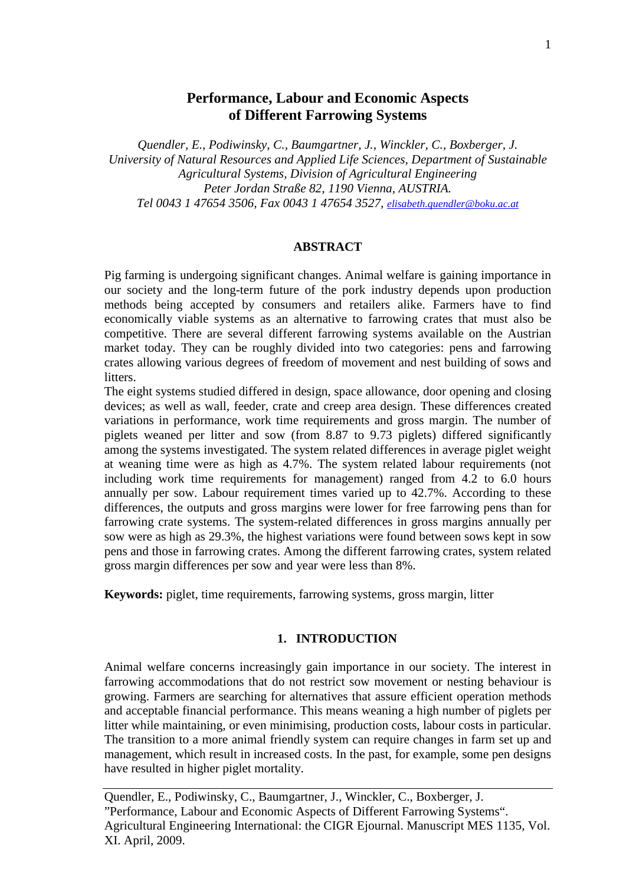# Performance, Labour and Economic Aspects of Different Farrowing Systems

*Quendler, E., Podiwinsky, C., Baumgartner, J., Winckler, C., Boxberger, J.*
*University of Natural Resources and Applied Life Sciences, Department of Sustainable Agricultural Systems, Division of Agricultural Engineering*
*Peter Jordan Straße 82, 1190 Vienna, AUSTRIA.*
*Tel 0043 1 47654 3506, Fax 0043 1 47654 3527, elisabeth.quendler@boku.ac.at*

## ABSTRACT

Pig farming is undergoing significant changes. Animal welfare is gaining importance in our society and the long-term future of the pork industry depends upon production methods being accepted by consumers and retailers alike. Farmers have to find economically viable systems as an alternative to farrowing crates that must also be competitive. There are several different farrowing systems available on the Austrian market today. They can be roughly divided into two categories: pens and farrowing crates allowing various degrees of freedom of movement and nest building of sows and litters.

The eight systems studied differed in design, space allowance, door opening and closing devices; as well as wall, feeder, crate and creep area design. These differences created variations in performance, work time requirements and gross margin. The number of piglets weaned per litter and sow (from 8.87 to 9.73 piglets) differed significantly among the systems investigated. The system related differences in average piglet weight at weaning time were as high as 4.7%. The system related labour requirements (not including work time requirements for management) ranged from 4.2 to 6.0 hours annually per sow. Labour requirement times varied up to 42.7%. According to these differences, the outputs and gross margins were lower for free farrowing pens than for farrowing crate systems. The system-related differences in gross margins annually per sow were as high as 29.3%, the highest variations were found between sows kept in sow pens and those in farrowing crates. Among the different farrowing crates, system related gross margin differences per sow and year were less than 8%.

**Keywords:** piglet, time requirements, farrowing systems, gross margin, litter

## 1. INTRODUCTION

Animal welfare concerns increasingly gain importance in our society. The interest in farrowing accommodations that do not restrict sow movement or nesting behaviour is growing. Farmers are searching for alternatives that assure efficient operation methods and acceptable financial performance. This means weaning a high number of piglets per litter while maintaining, or even minimising, production costs, labour costs in particular. The transition to a more animal friendly system can require changes in farm set up and management, which result in increased costs. In the past, for example, some pen designs have resulted in higher piglet mortality.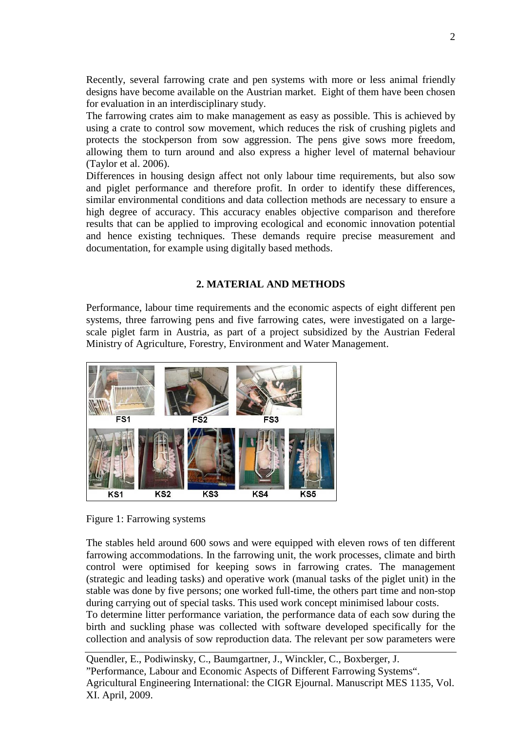Recently, several farrowing crate and pen systems with more or less animal friendly designs have become available on the Austrian market. Eight of them have been chosen for evaluation in an interdisciplinary study.

The farrowing crates aim to make management as easy as possible. This is achieved by using a crate to control sow movement, which reduces the risk of crushing piglets and protects the stockperson from sow aggression. The pens give sows more freedom, allowing them to turn around and also express a higher level of maternal behaviour (Taylor et al. 2006).

Differences in housing design affect not only labour time requirements, but also sow and piglet performance and therefore profit. In order to identify these differences, similar environmental conditions and data collection methods are necessary to ensure a high degree of accuracy. This accuracy enables objective comparison and therefore results that can be applied to improving ecological and economic innovation potential and hence existing techniques. These demands require precise measurement and documentation, for example using digitally based methods.

## 2. MATERIAL AND METHODS

Performance, labour time requirements and the economic aspects of eight different pen systems, three farrowing pens and five farrowing cates, were investigated on a large-scale piglet farm in Austria, as part of a project subsidized by the Austrian Federal Ministry of Agriculture, Forestry, Environment and Water Management.

FS1 FS2 FS3

KS1 KS2 KS3 KS4 KS5

Figure 1: Farrowing systems

The stables held around 600 sows and were equipped with eleven rows of ten different farrowing accommodations. In the farrowing unit, the work processes, climate and birth control were optimised for keeping sows in farrowing crates. The management (strategic and leading tasks) and operative work (manual tasks of the piglet unit) in the stable was done by five persons; one worked full-time, the others part time and non-stop during carrying out of special tasks. This used work concept minimised labour costs.

To determine litter performance variation, the performance data of each sow during the birth and suckling phase was collected with software developed specifically for the collection and analysis of sow reproduction data. The relevant per sow parameters were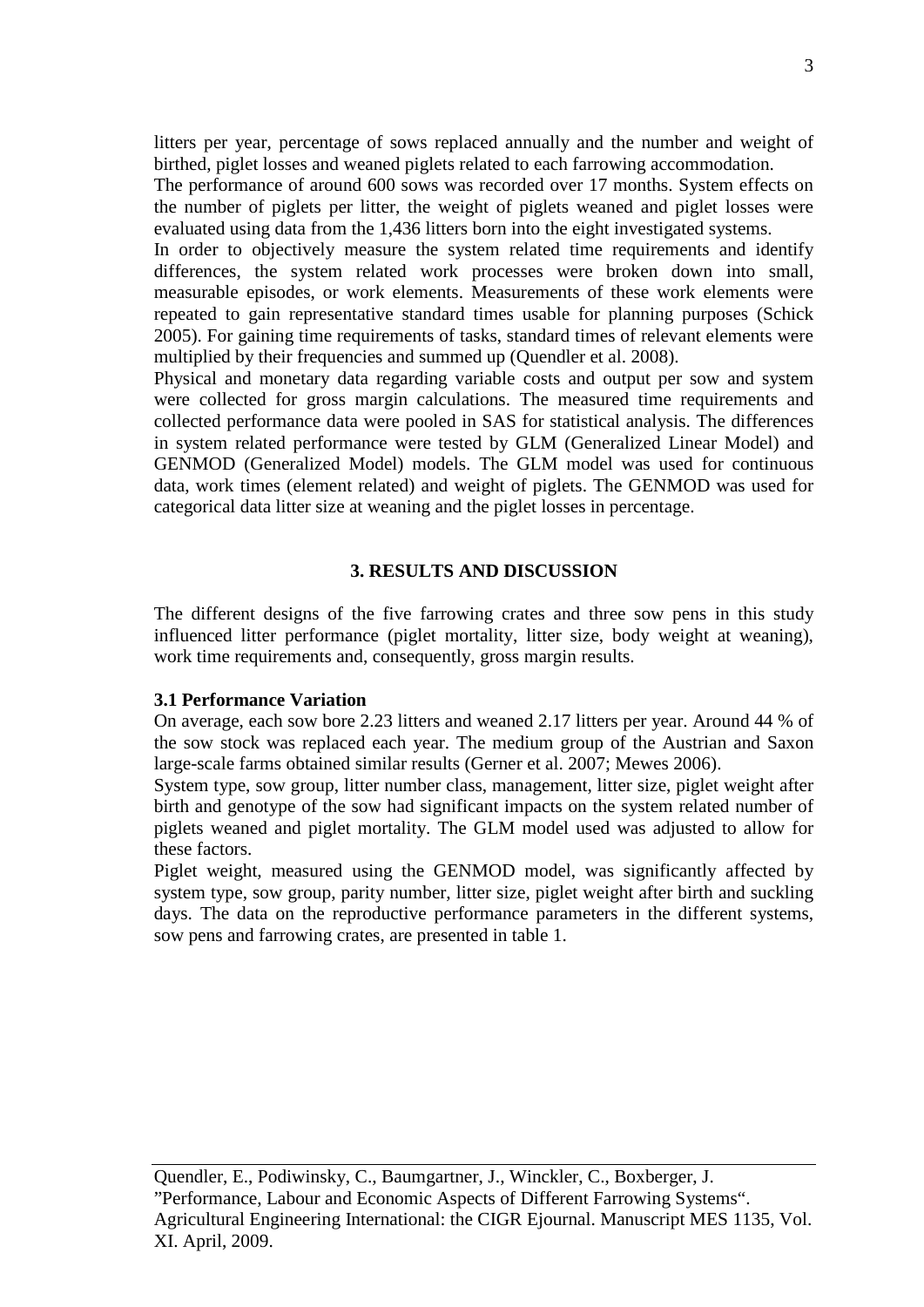litters per year, percentage of sows replaced annually and the number and weight of birthed, piglet losses and weaned piglets related to each farrowing accommodation.

The performance of around 600 sows was recorded over 17 months. System effects on the number of piglets per litter, the weight of piglets weaned and piglet losses were evaluated using data from the 1,436 litters born into the eight investigated systems.

In order to objectively measure the system related time requirements and identify differences, the system related work processes were broken down into small, measurable episodes, or work elements. Measurements of these work elements were repeated to gain representative standard times usable for planning purposes (Schick 2005). For gaining time requirements of tasks, standard times of relevant elements were multiplied by their frequencies and summed up (Quendler et al. 2008).

Physical and monetary data regarding variable costs and output per sow and system were collected for gross margin calculations. The measured time requirements and collected performance data were pooled in SAS for statistical analysis. The differences in system related performance were tested by GLM (Generalized Linear Model) and GENMOD (Generalized Model) models. The GLM model was used for continuous data, work times (element related) and weight of piglets. The GENMOD was used for categorical data litter size at weaning and the piglet losses in percentage.

## 3. RESULTS AND DISCUSSION

The different designs of the five farrowing crates and three sow pens in this study influenced litter performance (piglet mortality, litter size, body weight at weaning), work time requirements and, consequently, gross margin results.

### 3.1 Performance Variation

On average, each sow bore 2.23 litters and weaned 2.17 litters per year. Around 44 % of the sow stock was replaced each year. The medium group of the Austrian and Saxon large-scale farms obtained similar results (Gerner et al. 2007; Mewes 2006).

System type, sow group, litter number class, management, litter size, piglet weight after birth and genotype of the sow had significant impacts on the system related number of piglets weaned and piglet mortality. The GLM model used was adjusted to allow for these factors.

Piglet weight, measured using the GENMOD model, was significantly affected by system type, sow group, parity number, litter size, piglet weight after birth and suckling days. The data on the reproductive performance parameters in the different systems, sow pens and farrowing crates, are presented in table 1.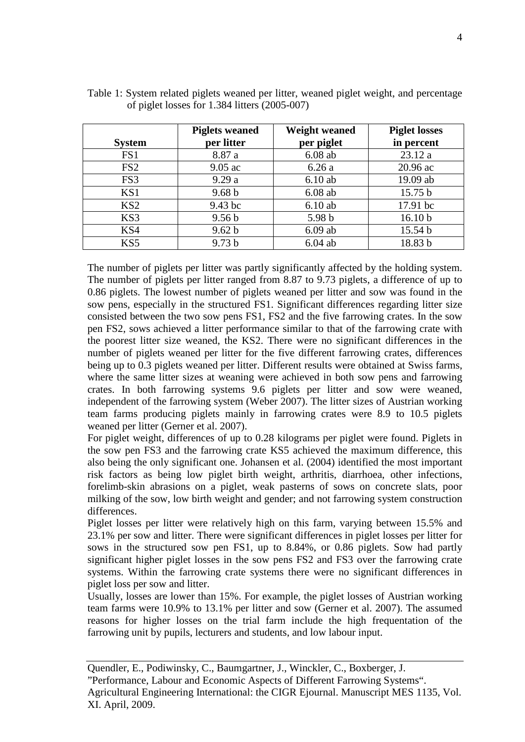Table 1: System related piglets weaned per litter, weaned piglet weight, and percentage of piglet losses for 1.384 litters (2005-007)

| System | Piglets weaned per litter | Weight weaned per piglet | Piglet losses in percent |
|---|---|---|---|
| FS1 | 8.87 a | 6.08 ab | 23.12 a |
| FS2 | 9.05 ac | 6.26 a | 20.96 ac |
| FS3 | 9.29 a | 6.10 ab | 19.09 ab |
| KS1 | 9.68 b | 6.08 ab | 15.75 b |
| KS2 | 9.43 bc | 6.10 ab | 17.91 bc |
| KS3 | 9.56 b | 5.98 b | 16.10 b |
| KS4 | 9.62 b | 6.09 ab | 15.54 b |
| KS5 | 9.73 b | 6.04 ab | 18.83 b |

The number of piglets per litter was partly significantly affected by the holding system. The number of piglets per litter ranged from 8.87 to 9.73 piglets, a difference of up to 0.86 piglets. The lowest number of piglets weaned per litter and sow was found in the sow pens, especially in the structured FS1. Significant differences regarding litter size consisted between the two sow pens FS1, FS2 and the five farrowing crates. In the sow pen FS2, sows achieved a litter performance similar to that of the farrowing crate with the poorest litter size weaned, the KS2. There were no significant differences in the number of piglets weaned per litter for the five different farrowing crates, differences being up to 0.3 piglets weaned per litter. Different results were obtained at Swiss farms, where the same litter sizes at weaning were achieved in both sow pens and farrowing crates. In both farrowing systems 9.6 piglets per litter and sow were weaned, independent of the farrowing system (Weber 2007). The litter sizes of Austrian working team farms producing piglets mainly in farrowing crates were 8.9 to 10.5 piglets weaned per litter (Gerner et al. 2007).

For piglet weight, differences of up to 0.28 kilograms per piglet were found. Piglets in the sow pen FS3 and the farrowing crate KS5 achieved the maximum difference, this also being the only significant one. Johansen et al. (2004) identified the most important risk factors as being low piglet birth weight, arthritis, diarrhoea, other infections, forelimb-skin abrasions on a piglet, weak pasterns of sows on concrete slats, poor milking of the sow, low birth weight and gender; and not farrowing system construction differences.

Piglet losses per litter were relatively high on this farm, varying between 15.5% and 23.1% per sow and litter. There were significant differences in piglet losses per litter for sows in the structured sow pen FS1, up to 8.84%, or 0.86 piglets. Sow had partly significant higher piglet losses in the sow pens FS2 and FS3 over the farrowing crate systems. Within the farrowing crate systems there were no significant differences in piglet loss per sow and litter.

Usually, losses are lower than 15%. For example, the piglet losses of Austrian working team farms were 10.9% to 13.1% per litter and sow (Gerner et al. 2007). The assumed reasons for higher losses on the trial farm include the high frequentation of the farrowing unit by pupils, lecturers and students, and low labour input.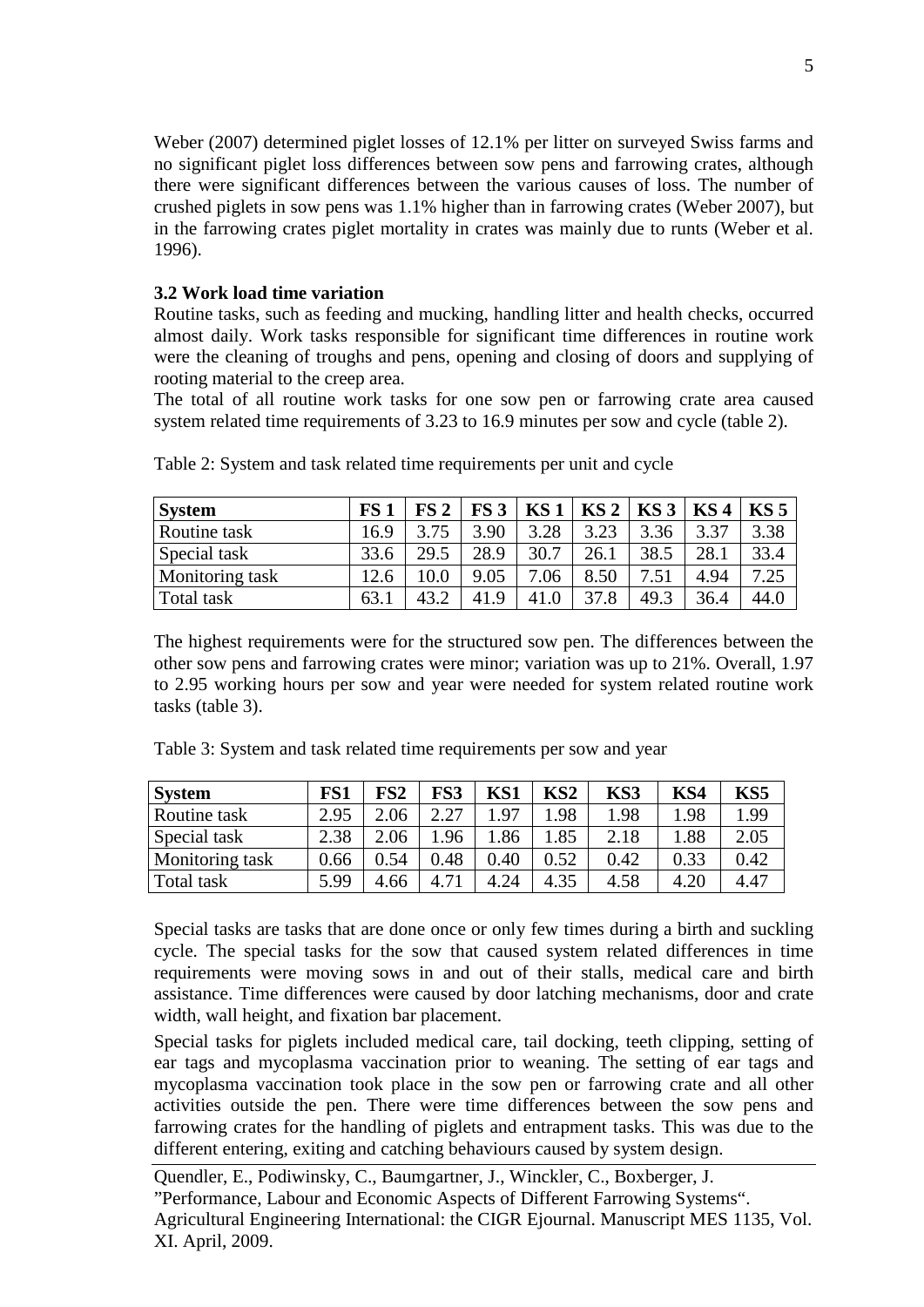Weber (2007) determined piglet losses of 12.1% per litter on surveyed Swiss farms and no significant piglet loss differences between sow pens and farrowing crates, although there were significant differences between the various causes of loss. The number of crushed piglets in sow pens was 1.1% higher than in farrowing crates (Weber 2007), but in the farrowing crates piglet mortality in crates was mainly due to runts (Weber et al. 1996).

### 3.2 Work load time variation

Routine tasks, such as feeding and mucking, handling litter and health checks, occurred almost daily. Work tasks responsible for significant time differences in routine work were the cleaning of troughs and pens, opening and closing of doors and supplying of rooting material to the creep area.

The total of all routine work tasks for one sow pen or farrowing crate area caused system related time requirements of 3.23 to 16.9 minutes per sow and cycle (table 2).

Table 2: System and task related time requirements per unit and cycle

| System | FS 1 | FS 2 | FS 3 | KS 1 | KS 2 | KS 3 | KS 4 | KS 5 |
|---|---|---|---|---|---|---|---|---|
| Routine task | 16.9 | 3.75 | 3.90 | 3.28 | 3.23 | 3.36 | 3.37 | 3.38 |
| Special task | 33.6 | 29.5 | 28.9 | 30.7 | 26.1 | 38.5 | 28.1 | 33.4 |
| Monitoring task | 12.6 | 10.0 | 9.05 | 7.06 | 8.50 | 7.51 | 4.94 | 7.25 |
| Total task | 63.1 | 43.2 | 41.9 | 41.0 | 37.8 | 49.3 | 36.4 | 44.0 |

The highest requirements were for the structured sow pen. The differences between the other sow pens and farrowing crates were minor; variation was up to 21%. Overall, 1.97 to 2.95 working hours per sow and year were needed for system related routine work tasks (table 3).

Table 3: System and task related time requirements per sow and year

| System | FS1 | FS2 | FS3 | KS1 | KS2 | KS3 | KS4 | KS5 |
|---|---|---|---|---|---|---|---|---|
| Routine task | 2.95 | 2.06 | 2.27 | 1.97 | 1.98 | 1.98 | 1.98 | 1.99 |
| Special task | 2.38 | 2.06 | 1.96 | 1.86 | 1.85 | 2.18 | 1.88 | 2.05 |
| Monitoring task | 0.66 | 0.54 | 0.48 | 0.40 | 0.52 | 0.42 | 0.33 | 0.42 |
| Total task | 5.99 | 4.66 | 4.71 | 4.24 | 4.35 | 4.58 | 4.20 | 4.47 |

Special tasks are tasks that are done once or only few times during a birth and suckling cycle. The special tasks for the sow that caused system related differences in time requirements were moving sows in and out of their stalls, medical care and birth assistance. Time differences were caused by door latching mechanisms, door and crate width, wall height, and fixation bar placement.

Special tasks for piglets included medical care, tail docking, teeth clipping, setting of ear tags and mycoplasma vaccination prior to weaning. The setting of ear tags and mycoplasma vaccination took place in the sow pen or farrowing crate and all other activities outside the pen. There were time differences between the sow pens and farrowing crates for the handling of piglets and entrapment tasks. This was due to the different entering, exiting and catching behaviours caused by system design.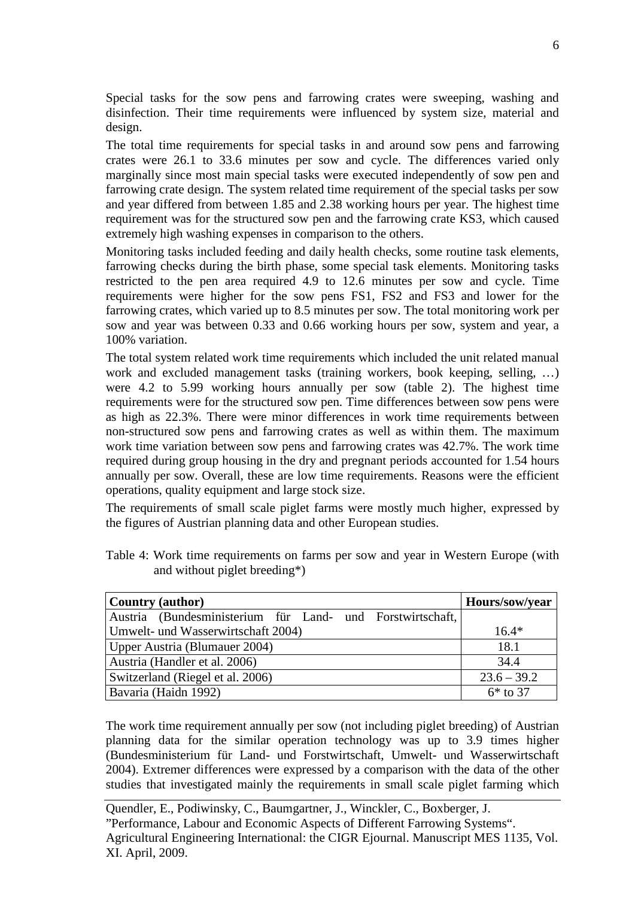Special tasks for the sow pens and farrowing crates were sweeping, washing and disinfection. Their time requirements were influenced by system size, material and design.

The total time requirements for special tasks in and around sow pens and farrowing crates were 26.1 to 33.6 minutes per sow and cycle. The differences varied only marginally since most main special tasks were executed independently of sow pen and farrowing crate design. The system related time requirement of the special tasks per sow and year differed from between 1.85 and 2.38 working hours per year. The highest time requirement was for the structured sow pen and the farrowing crate KS3, which caused extremely high washing expenses in comparison to the others.

Monitoring tasks included feeding and daily health checks, some routine task elements, farrowing checks during the birth phase, some special task elements. Monitoring tasks restricted to the pen area required 4.9 to 12.6 minutes per sow and cycle. Time requirements were higher for the sow pens FS1, FS2 and FS3 and lower for the farrowing crates, which varied up to 8.5 minutes per sow. The total monitoring work per sow and year was between 0.33 and 0.66 working hours per sow, system and year, a 100% variation.

The total system related work time requirements which included the unit related manual work and excluded management tasks (training workers, book keeping, selling, …) were 4.2 to 5.99 working hours annually per sow (table 2). The highest time requirements were for the structured sow pen. Time differences between sow pens were as high as 22.3%. There were minor differences in work time requirements between non-structured sow pens and farrowing crates as well as within them. The maximum work time variation between sow pens and farrowing crates was 42.7%. The work time required during group housing in the dry and pregnant periods accounted for 1.54 hours annually per sow. Overall, these are low time requirements. Reasons were the efficient operations, quality equipment and large stock size.

The requirements of small scale piglet farms were mostly much higher, expressed by the figures of Austrian planning data and other European studies.

Table 4: Work time requirements on farms per sow and year in Western Europe (with and without piglet breeding*)

| Country (author) | Hours/sow/year |
|---|---|
| Austria (Bundesministerium für Land- und Forstwirtschaft, Umwelt- und Wasserwirtschaft 2004) | 16.4* |
| Upper Austria (Blumauer 2004) | 18.1 |
| Austria (Handler et al. 2006) | 34.4 |
| Switzerland (Riegel et al. 2006) | 23.6 – 39.2 |
| Bavaria (Haidn 1992) | 6* to 37 |

The work time requirement annually per sow (not including piglet breeding) of Austrian planning data for the similar operation technology was up to 3.9 times higher (Bundesministerium für Land- und Forstwirtschaft, Umwelt- und Wasserwirtschaft 2004). Extremer differences were expressed by a comparison with the data of the other studies that investigated mainly the requirements in small scale piglet farming which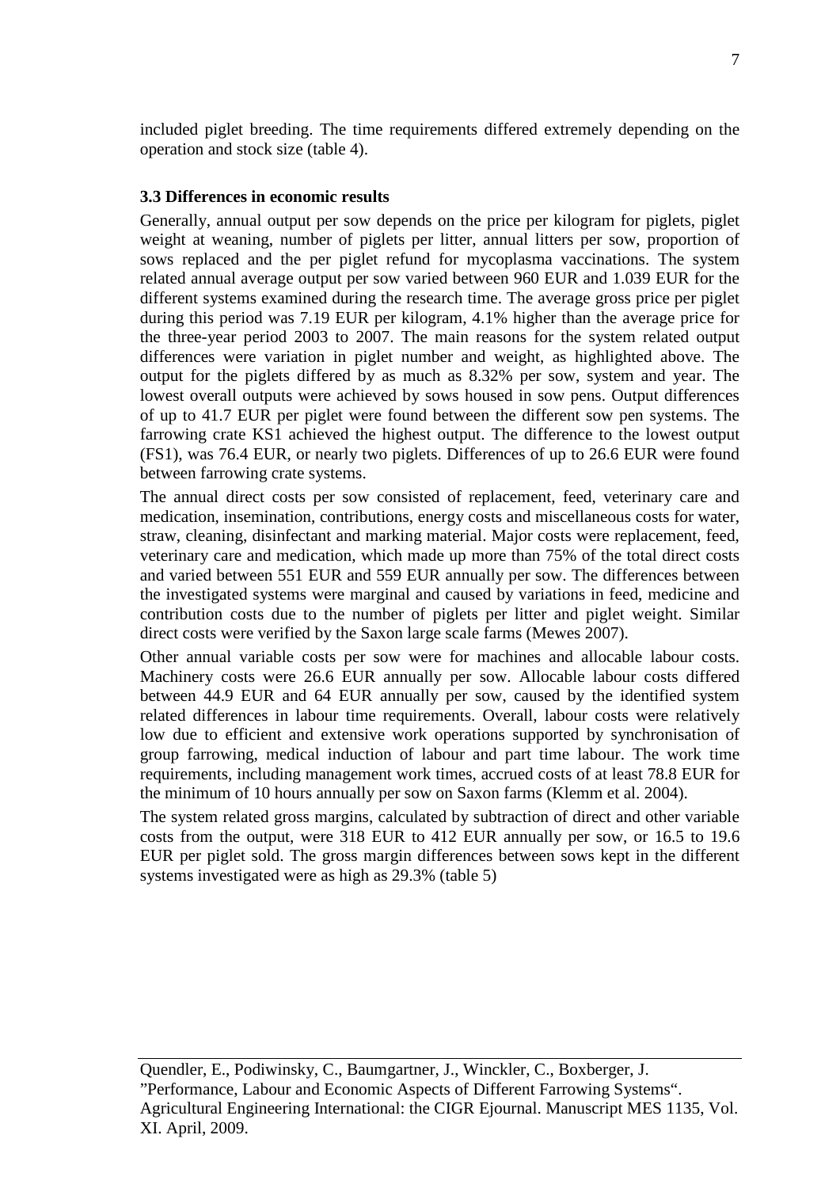included piglet breeding. The time requirements differed extremely depending on the operation and stock size (table 4).

### 3.3 Differences in economic results

Generally, annual output per sow depends on the price per kilogram for piglets, piglet weight at weaning, number of piglets per litter, annual litters per sow, proportion of sows replaced and the per piglet refund for mycoplasma vaccinations. The system related annual average output per sow varied between 960 EUR and 1.039 EUR for the different systems examined during the research time. The average gross price per piglet during this period was 7.19 EUR per kilogram, 4.1% higher than the average price for the three-year period 2003 to 2007. The main reasons for the system related output differences were variation in piglet number and weight, as highlighted above. The output for the piglets differed by as much as 8.32% per sow, system and year. The lowest overall outputs were achieved by sows housed in sow pens. Output differences of up to 41.7 EUR per piglet were found between the different sow pen systems. The farrowing crate KS1 achieved the highest output. The difference to the lowest output (FS1), was 76.4 EUR, or nearly two piglets. Differences of up to 26.6 EUR were found between farrowing crate systems.

The annual direct costs per sow consisted of replacement, feed, veterinary care and medication, insemination, contributions, energy costs and miscellaneous costs for water, straw, cleaning, disinfectant and marking material. Major costs were replacement, feed, veterinary care and medication, which made up more than 75% of the total direct costs and varied between 551 EUR and 559 EUR annually per sow. The differences between the investigated systems were marginal and caused by variations in feed, medicine and contribution costs due to the number of piglets per litter and piglet weight. Similar direct costs were verified by the Saxon large scale farms (Mewes 2007).

Other annual variable costs per sow were for machines and allocable labour costs. Machinery costs were 26.6 EUR annually per sow. Allocable labour costs differed between 44.9 EUR and 64 EUR annually per sow, caused by the identified system related differences in labour time requirements. Overall, labour costs were relatively low due to efficient and extensive work operations supported by synchronisation of group farrowing, medical induction of labour and part time labour. The work time requirements, including management work times, accrued costs of at least 78.8 EUR for the minimum of 10 hours annually per sow on Saxon farms (Klemm et al. 2004).

The system related gross margins, calculated by subtraction of direct and other variable costs from the output, were 318 EUR to 412 EUR annually per sow, or 16.5 to 19.6 EUR per piglet sold. The gross margin differences between sows kept in the different systems investigated were as high as 29.3% (table 5)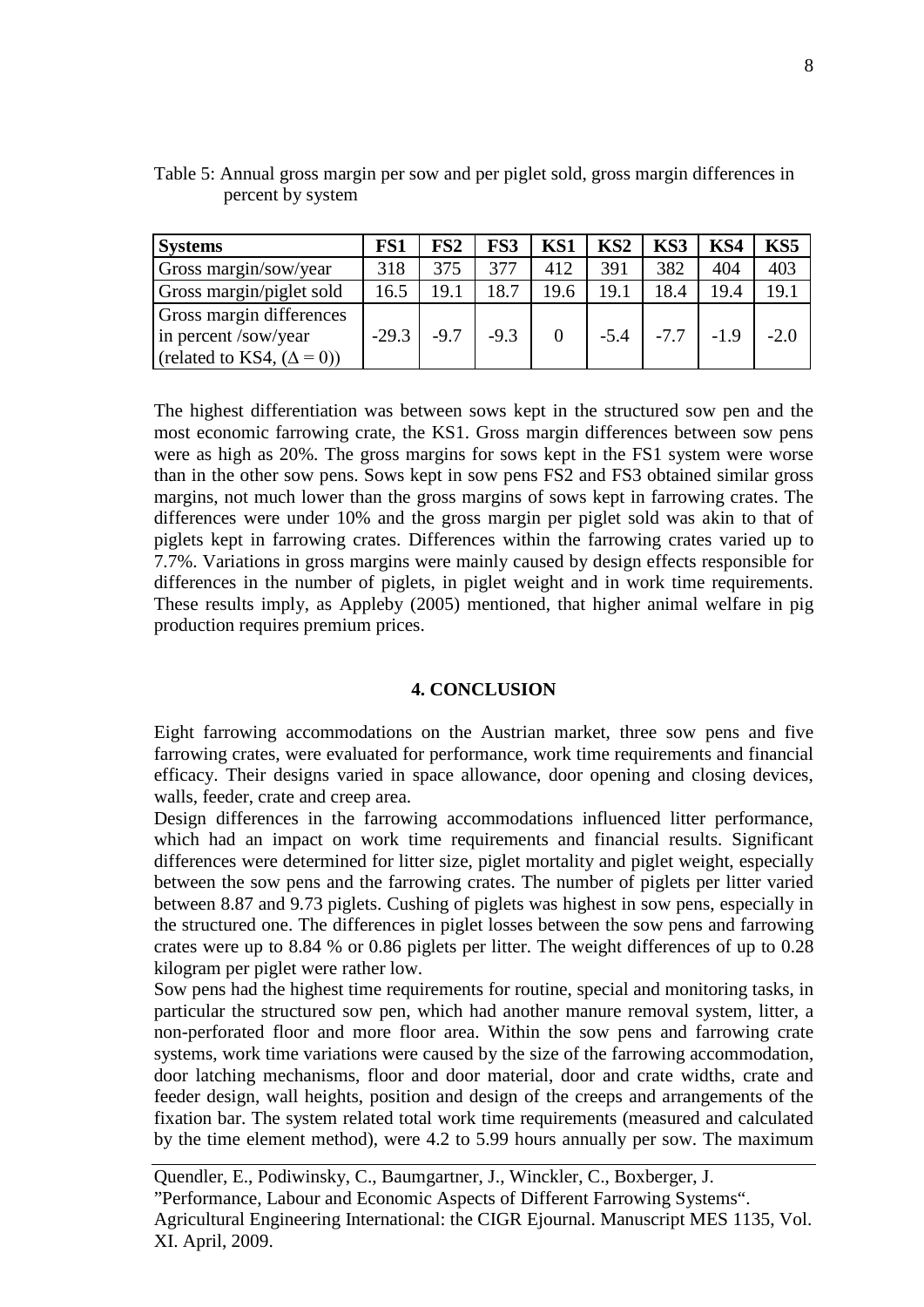Table 5: Annual gross margin per sow and per piglet sold, gross margin differences in percent by system

| **Systems** | **FS1** | **FS2** | **FS3** | **KS1** | **KS2** | **KS3** | **KS4** | **KS5** |
|---|---|---|---|---|---|---|---|---|
| Gross margin/sow/year | 318 | 375 | 377 | 412 | 391 | 382 | 404 | 403 |
| Gross margin/piglet sold | 16.5 | 19.1 | 18.7 | 19.6 | 19.1 | 18.4 | 19.4 | 19.1 |
| Gross margin differences in percent /sow/year (related to KS4, ($\Delta = 0$)) | -29.3 | -9.7 | -9.3 | 0 | -5.4 | -7.7 | -1.9 | -2.0 |

The highest differentiation was between sows kept in the structured sow pen and the most economic farrowing crate, the KS1. Gross margin differences between sow pens were as high as 20%. The gross margins for sows kept in the FS1 system were worse than in the other sow pens. Sows kept in sow pens FS2 and FS3 obtained similar gross margins, not much lower than the gross margins of sows kept in farrowing crates. The differences were under 10% and the gross margin per piglet sold was akin to that of piglets kept in farrowing crates. Differences within the farrowing crates varied up to 7.7%. Variations in gross margins were mainly caused by design effects responsible for differences in the number of piglets, in piglet weight and in work time requirements. These results imply, as Appleby (2005) mentioned, that higher animal welfare in pig production requires premium prices.

## 4. CONCLUSION

Eight farrowing accommodations on the Austrian market, three sow pens and five farrowing crates, were evaluated for performance, work time requirements and financial efficacy. Their designs varied in space allowance, door opening and closing devices, walls, feeder, crate and creep area.

Design differences in the farrowing accommodations influenced litter performance, which had an impact on work time requirements and financial results. Significant differences were determined for litter size, piglet mortality and piglet weight, especially between the sow pens and the farrowing crates. The number of piglets per litter varied between 8.87 and 9.73 piglets. Cushing of piglets was highest in sow pens, especially in the structured one. The differences in piglet losses between the sow pens and farrowing crates were up to 8.84 % or 0.86 piglets per litter. The weight differences of up to 0.28 kilogram per piglet were rather low.

Sow pens had the highest time requirements for routine, special and monitoring tasks, in particular the structured sow pen, which had another manure removal system, litter, a non-perforated floor and more floor area. Within the sow pens and farrowing crate systems, work time variations were caused by the size of the farrowing accommodation, door latching mechanisms, floor and door material, door and crate widths, crate and feeder design, wall heights, position and design of the creeps and arrangements of the fixation bar. The system related total work time requirements (measured and calculated by the time element method), were 4.2 to 5.99 hours annually per sow. The maximum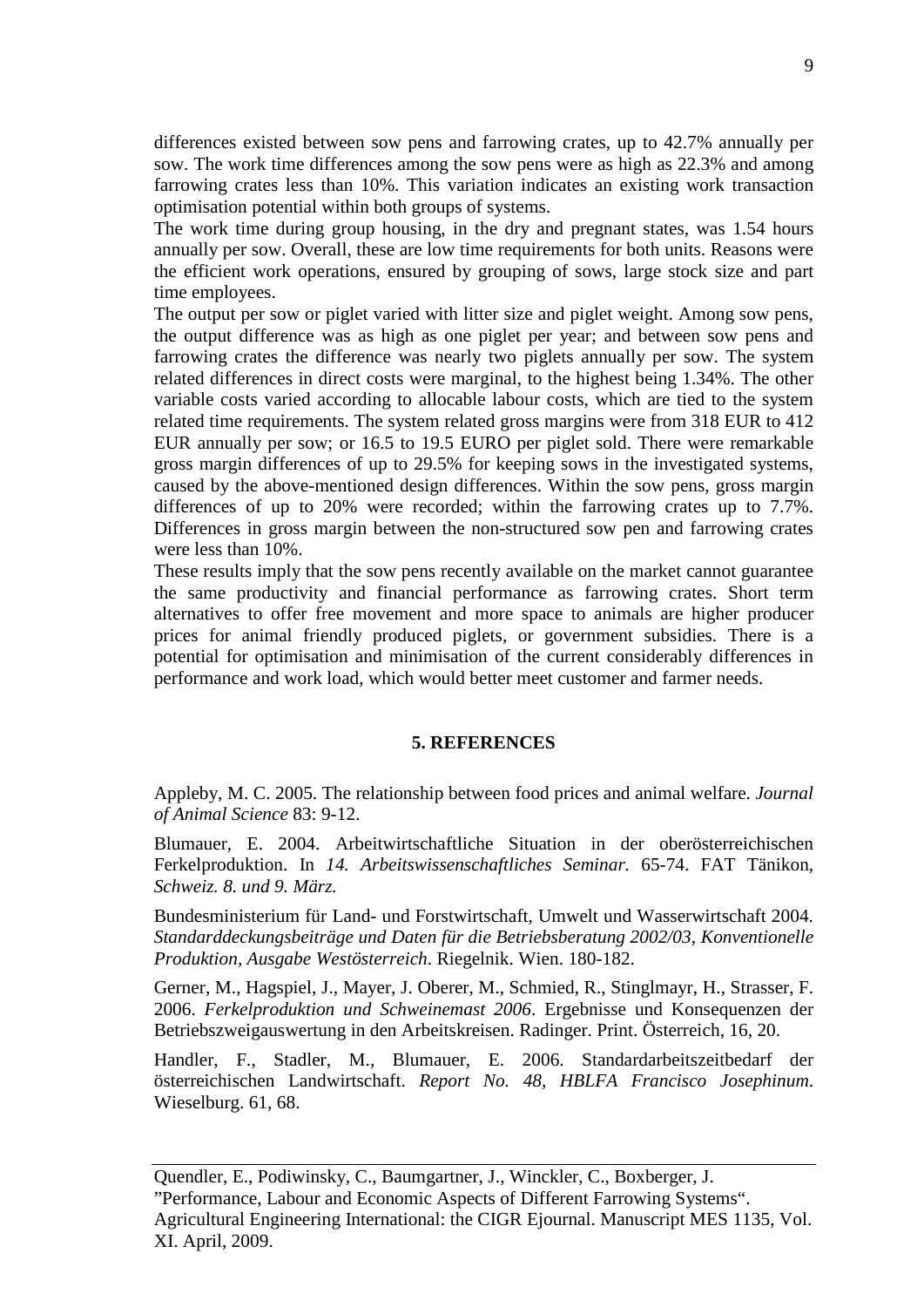differences existed between sow pens and farrowing crates, up to 42.7% annually per sow. The work time differences among the sow pens were as high as 22.3% and among farrowing crates less than 10%. This variation indicates an existing work transaction optimisation potential within both groups of systems.

The work time during group housing, in the dry and pregnant states, was 1.54 hours annually per sow. Overall, these are low time requirements for both units. Reasons were the efficient work operations, ensured by grouping of sows, large stock size and part time employees.

The output per sow or piglet varied with litter size and piglet weight. Among sow pens, the output difference was as high as one piglet per year; and between sow pens and farrowing crates the difference was nearly two piglets annually per sow. The system related differences in direct costs were marginal, to the highest being 1.34%. The other variable costs varied according to allocable labour costs, which are tied to the system related time requirements. The system related gross margins were from 318 EUR to 412 EUR annually per sow; or 16.5 to 19.5 EURO per piglet sold. There were remarkable gross margin differences of up to 29.5% for keeping sows in the investigated systems, caused by the above-mentioned design differences. Within the sow pens, gross margin differences of up to 20% were recorded; within the farrowing crates up to 7.7%. Differences in gross margin between the non-structured sow pen and farrowing crates were less than 10%.

These results imply that the sow pens recently available on the market cannot guarantee the same productivity and financial performance as farrowing crates. Short term alternatives to offer free movement and more space to animals are higher producer prices for animal friendly produced piglets, or government subsidies. There is a potential for optimisation and minimisation of the current considerably differences in performance and work load, which would better meet customer and farmer needs.

## 5. REFERENCES

Appleby, M. C. 2005. The relationship between food prices and animal welfare. *Journal of Animal Science* 83: 9-12.

Blumauer, E. 2004. Arbeitwirtschaftliche Situation in der oberösterreichischen Ferkelproduktion. In *14. Arbeitswissenschaftliches Seminar.* 65-74. FAT Tänikon, *Schweiz. 8. und 9. März.*

Bundesministerium für Land- und Forstwirtschaft, Umwelt und Wasserwirtschaft 2004. *Standarddeckungsbeiträge und Daten für die Betriebsberatung 2002/03, Konventionelle Produktion, Ausgabe Westösterreich*. Riegelnik. Wien. 180-182.

Gerner, M., Hagspiel, J., Mayer, J. Oberer, M., Schmied, R., Stinglmayr, H., Strasser, F. 2006. *Ferkelproduktion und Schweinemast 2006*. Ergebnisse und Konsequenzen der Betriebszweigauswertung in den Arbeitskreisen. Radinger. Print. Österreich, 16, 20.

Handler, F., Stadler, M., Blumauer, E. 2006. Standardarbeitszeitbedarf der österreichischen Landwirtschaft. *Report No. 48, HBLFA Francisco Josephinum*. Wieselburg. 61, 68.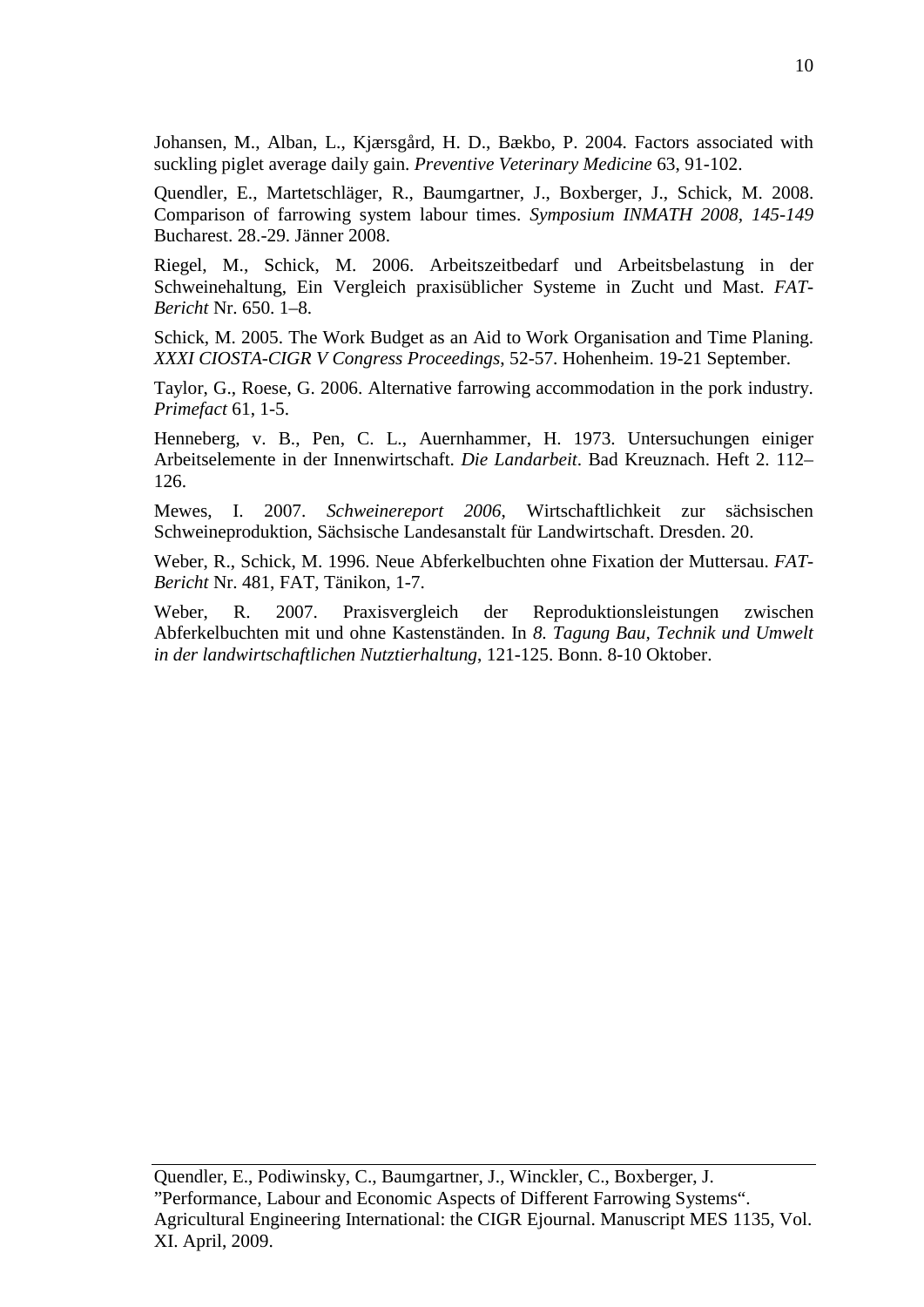Johansen, M., Alban, L., Kjærsgård, H. D., Bækbo, P. 2004. Factors associated with suckling piglet average daily gain. *Preventive Veterinary Medicine* 63, 91-102.

Quendler, E., Martetschläger, R., Baumgartner, J., Boxberger, J., Schick, M. 2008. Comparison of farrowing system labour times. *Symposium INMATH 2008, 145-149* Bucharest. 28.-29. Jänner 2008.

Riegel, M., Schick, M. 2006. Arbeitszeitbedarf und Arbeitsbelastung in der Schweinehaltung, Ein Vergleich praxisüblicher Systeme in Zucht und Mast. *FAT-Bericht* Nr. 650. 1–8.

Schick, M. 2005. The Work Budget as an Aid to Work Organisation and Time Planing. *XXXI CIOSTA-CIGR V Congress Proceedings*, 52-57. Hohenheim. 19-21 September.

Taylor, G., Roese, G. 2006. Alternative farrowing accommodation in the pork industry. *Primefact* 61, 1-5.

Henneberg, v. B., Pen, C. L., Auernhammer, H. 1973. Untersuchungen einiger Arbeitselemente in der Innenwirtschaft. *Die Landarbeit*. Bad Kreuznach. Heft 2. 112–126.

Mewes, I. 2007. *Schweinereport 2006*, Wirtschaftlichkeit zur sächsischen Schweineproduktion, Sächsische Landesanstalt für Landwirtschaft. Dresden. 20.

Weber, R., Schick, M. 1996. Neue Abferkelbuchten ohne Fixation der Muttersau. *FAT-Bericht* Nr. 481, FAT, Tänikon, 1-7.

Weber, R. 2007. Praxisvergleich der Reproduktionsleistungen zwischen Abferkelbuchten mit und ohne Kastenständen. In *8. Tagung Bau, Technik und Umwelt in der landwirtschaftlichen Nutztierhaltung*, 121-125. Bonn. 8-10 Oktober.